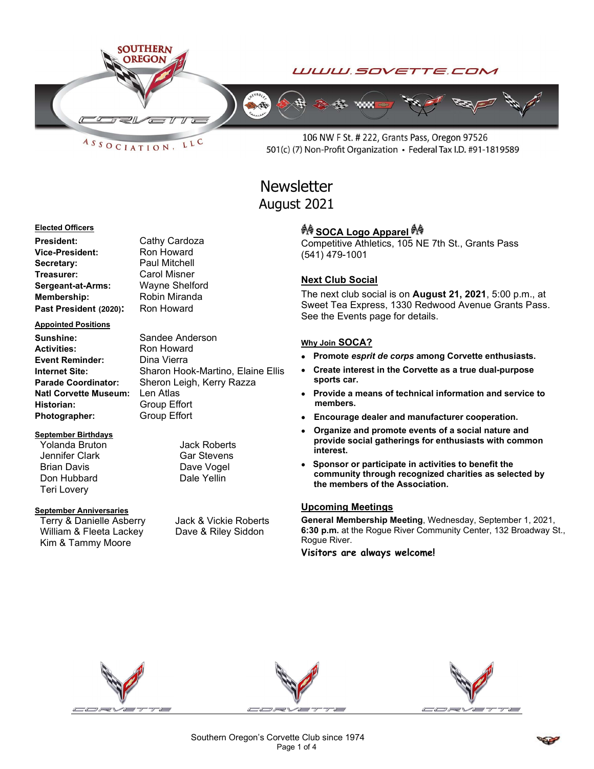SOUTHERN OREGON CORVETTE ASSOCIATION, LLC

WWW.SOVETTE.COM

106 NW F St. # 222, Grants Pass, Oregon 97526
501(c) (7) Non-Profit Organization • Federal Tax I.D. #91-1819589

# Newsletter
## August 2021

**Elected Officers**

| | |
|---|---|
| **President:** | Cathy Cardoza |
| **Vice-President:** | Ron Howard |
| **Secretary:** | Paul Mitchell |
| **Treasurer:** | Carol Misner |
| **Sergeant-at-Arms:** | Wayne Shelford |
| **Membership:** | Robin Miranda |
| **Past President (2020):** | Ron Howard |

**Appointed Positions**

| | |
|---|---|
| **Sunshine:** | Sandee Anderson |
| **Activities:** | Ron Howard |
| **Event Reminder:** | Dina Vierra |
| **Internet Site:** | Sharon Hook-Martino, Elaine Ellis |
| **Parade Coordinator:** | Sheron Leigh, Kerry Razza |
| **Natl Corvette Museum:** | Len Atlas |
| **Historian:** | Group Effort |
| **Photographer:** | Group Effort |

**September Birthdays**

Yolanda Bruton
Jennifer Clark
Brian Davis
Don Hubbard
Teri Lovery
Jack Roberts
Gar Stevens
Dave Vogel
Dale Yellin

**September Anniversaries**

Terry & Danielle Asberry
William & Fleeta Lackey
Kim & Tammy Moore
Jack & Vickie Roberts
Dave & Riley Siddon

**SOCA Logo Apparel**

Competitive Athletics, 105 NE 7th St., Grants Pass
(541) 479-1001

**Next Club Social**

The next club social is on **August 21, 2021**, 5:00 p.m., at Sweet Tea Express, 1330 Redwood Avenue Grants Pass. See the Events page for details.

**Why Join SOCA?**

- **Promote *esprit de corps* among Corvette enthusiasts.**
- **Create interest in the Corvette as a true dual-purpose sports car.**
- **Provide a means of technical information and service to members.**
- **Encourage dealer and manufacturer cooperation.**
- **Organize and promote events of a social nature and provide social gatherings for enthusiasts with common interest.**
- **Sponsor or participate in activities to benefit the community through recognized charities as selected by the members of the Association.**

**Upcoming Meetings**

**General Membership Meeting**, Wednesday, September 1, 2021, **6:30 p.m.** at the Rogue River Community Center, 132 Broadway St., Rogue River.

**Visitors are always welcome!**

Southern Oregon's Corvette Club since 1974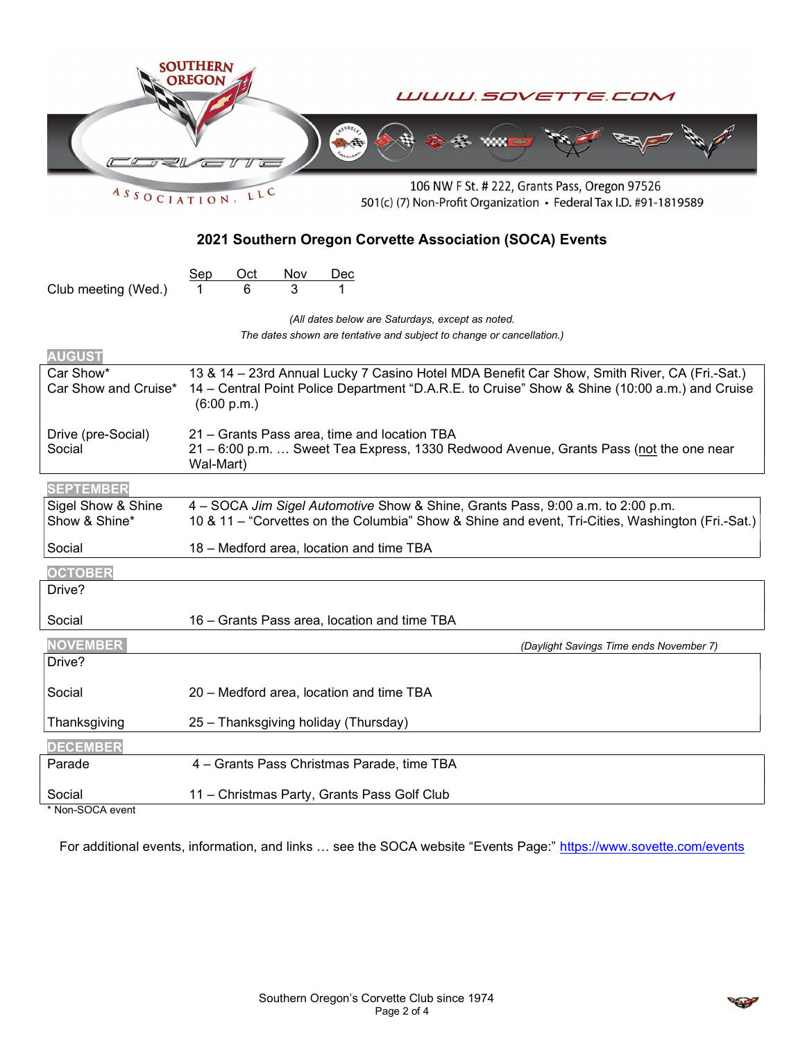SOUTHERN OREGON CORVETTE ASSOCIATION, LLC

WWW.SOVETTE.COM

106 NW F St. # 222, Grants Pass, Oregon 97526
501(c) (7) Non-Profit Organization • Federal Tax I.D. #91-1819589

## 2021 Southern Oregon Corvette Association (SOCA) Events

| | Sep | Oct | Nov | Dec |
|---|---|---|---|---|
| Club meeting (Wed.) | 1 | 6 | 3 | 1 |

*(All dates below are Saturdays, except as noted.*
*The dates shown are tentative and subject to change or cancellation.)*

### AUGUST

| | |
|---|---|
| Car Show* | 13 & 14 – 23rd Annual Lucky 7 Casino Hotel MDA Benefit Car Show, Smith River, CA (Fri.-Sat.) |
| Car Show and Cruise* | 14 – Central Point Police Department "D.A.R.E. to Cruise" Show & Shine (10:00 a.m.) and Cruise (6:00 p.m.) |
| Drive (pre-Social) | 21 – Grants Pass area, time and location TBA |
| Social | 21 – 6:00 p.m. … Sweet Tea Express, 1330 Redwood Avenue, Grants Pass (not the one near Wal-Mart) |

### SEPTEMBER

| | |
|---|---|
| Sigel Show & Shine | 4 – SOCA *Jim Sigel Automotive* Show & Shine, Grants Pass, 9:00 a.m. to 2:00 p.m. |
| Show & Shine* | 10 & 11 – "Corvettes on the Columbia" Show & Shine and event, Tri-Cities, Washington (Fri.-Sat.) |
| Social | 18 – Medford area, location and time TBA |

### OCTOBER

| | |
|---|---|
| Drive? | |
| Social | 16 – Grants Pass area, location and time TBA |

### NOVEMBER

*(Daylight Savings Time ends November 7)*

| | |
|---|---|
| Drive? | |
| Social | 20 – Medford area, location and time TBA |
| Thanksgiving | 25 – Thanksgiving holiday (Thursday) |

### DECEMBER

| | |
|---|---|
| Parade | 4 – Grants Pass Christmas Parade, time TBA |
| Social | 11 – Christmas Party, Grants Pass Golf Club |

\* Non-SOCA event

For additional events, information, and links … see the SOCA website "Events Page:" https://www.sovette.com/events

Southern Oregon's Corvette Club since 1974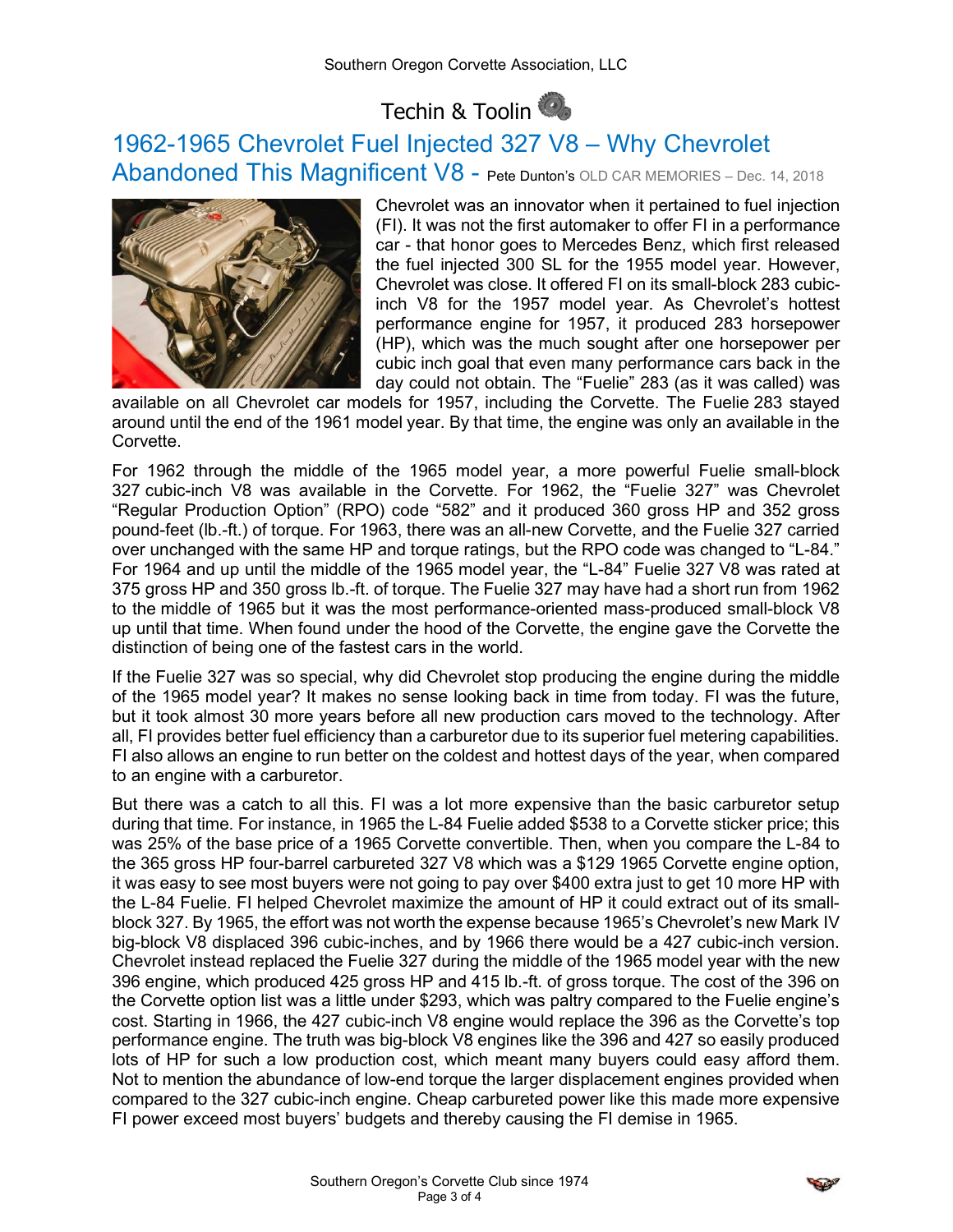# Techin & Toolin

## 1962-1965 Chevrolet Fuel Injected 327 V8 – Why Chevrolet Abandoned This Magnificent V8 - Pete Dunton's OLD CAR MEMORIES – Dec. 14, 2018

Chevrolet was an innovator when it pertained to fuel injection (FI). It was not the first automaker to offer FI in a performance car - that honor goes to Mercedes Benz, which first released the fuel injected 300 SL for the 1955 model year. However, Chevrolet was close. It offered FI on its small-block 283 cubic-inch V8 for the 1957 model year. As Chevrolet's hottest performance engine for 1957, it produced 283 horsepower (HP), which was the much sought after one horsepower per cubic inch goal that even many performance cars back in the day could not obtain. The "Fuelie" 283 (as it was called) was available on all Chevrolet car models for 1957, including the Corvette. The Fuelie 283 stayed around until the end of the 1961 model year. By that time, the engine was only an available in the Corvette.

For 1962 through the middle of the 1965 model year, a more powerful Fuelie small-block 327 cubic-inch V8 was available in the Corvette. For 1962, the "Fuelie 327" was Chevrolet "Regular Production Option" (RPO) code "582" and it produced 360 gross HP and 352 gross pound-feet (lb.-ft.) of torque. For 1963, there was an all-new Corvette, and the Fuelie 327 carried over unchanged with the same HP and torque ratings, but the RPO code was changed to "L-84." For 1964 and up until the middle of the 1965 model year, the "L-84" Fuelie 327 V8 was rated at 375 gross HP and 350 gross lb.-ft. of torque. The Fuelie 327 may have had a short run from 1962 to the middle of 1965 but it was the most performance-oriented mass-produced small-block V8 up until that time. When found under the hood of the Corvette, the engine gave the Corvette the distinction of being one of the fastest cars in the world.

If the Fuelie 327 was so special, why did Chevrolet stop producing the engine during the middle of the 1965 model year? It makes no sense looking back in time from today. FI was the future, but it took almost 30 more years before all new production cars moved to the technology. After all, FI provides better fuel efficiency than a carburetor due to its superior fuel metering capabilities. FI also allows an engine to run better on the coldest and hottest days of the year, when compared to an engine with a carburetor.

But there was a catch to all this. FI was a lot more expensive than the basic carburetor setup during that time. For instance, in 1965 the L-84 Fuelie added $538 to a Corvette sticker price; this was 25% of the base price of a 1965 Corvette convertible. Then, when you compare the L-84 to the 365 gross HP four-barrel carbureted 327 V8 which was a $129 1965 Corvette engine option, it was easy to see most buyers were not going to pay over $400 extra just to get 10 more HP with the L-84 Fuelie. FI helped Chevrolet maximize the amount of HP it could extract out of its small-block 327. By 1965, the effort was not worth the expense because 1965's Chevrolet's new Mark IV big-block V8 displaced 396 cubic-inches, and by 1966 there would be a 427 cubic-inch version. Chevrolet instead replaced the Fuelie 327 during the middle of the 1965 model year with the new 396 engine, which produced 425 gross HP and 415 lb.-ft. of gross torque. The cost of the 396 on the Corvette option list was a little under $293, which was paltry compared to the Fuelie engine's cost. Starting in 1966, the 427 cubic-inch V8 engine would replace the 396 as the Corvette's top performance engine. The truth was big-block V8 engines like the 396 and 427 so easily produced lots of HP for such a low production cost, which meant many buyers could easy afford them. Not to mention the abundance of low-end torque the larger displacement engines provided when compared to the 327 cubic-inch engine. Cheap carbureted power like this made more expensive FI power exceed most buyers' budgets and thereby causing the FI demise in 1965.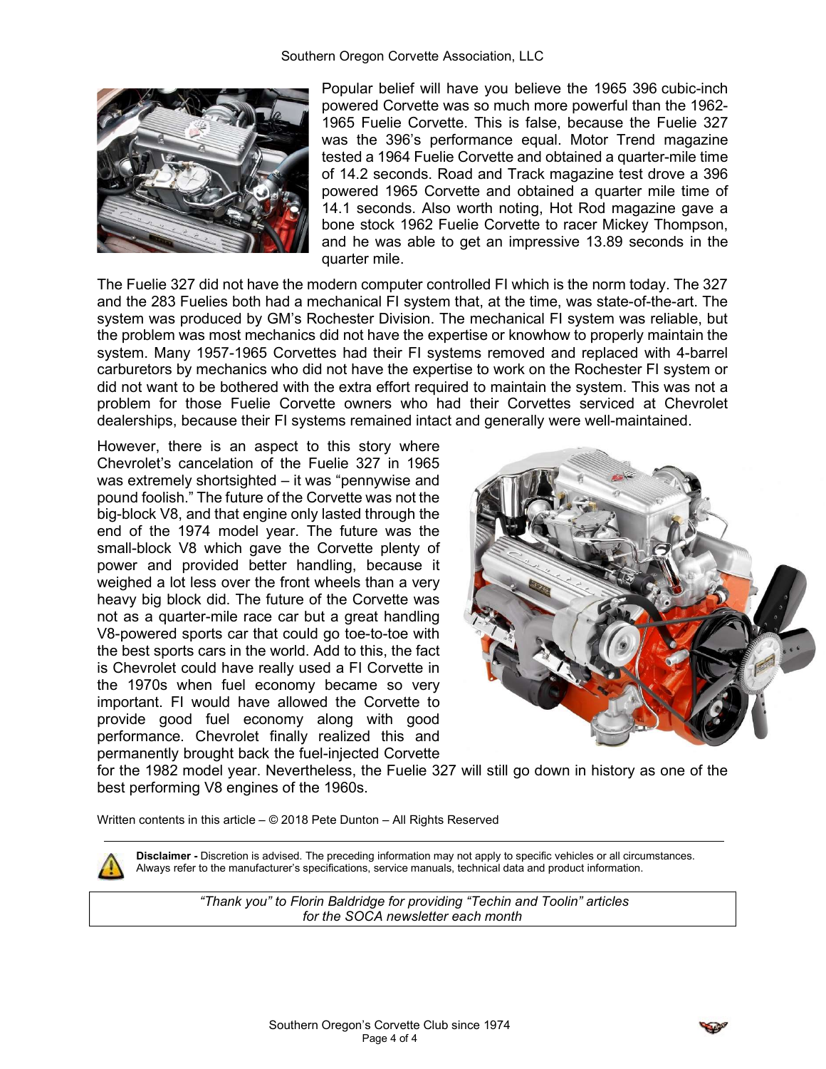Popular belief will have you believe the 1965 396 cubic-inch powered Corvette was so much more powerful than the 1962-1965 Fuelie Corvette. This is false, because the Fuelie 327 was the 396's performance equal. Motor Trend magazine tested a 1964 Fuelie Corvette and obtained a quarter-mile time of 14.2 seconds. Road and Track magazine test drove a 396 powered 1965 Corvette and obtained a quarter mile time of 14.1 seconds. Also worth noting, Hot Rod magazine gave a bone stock 1962 Fuelie Corvette to racer Mickey Thompson, and he was able to get an impressive 13.89 seconds in the quarter mile.

The Fuelie 327 did not have the modern computer controlled FI which is the norm today. The 327 and the 283 Fuelies both had a mechanical FI system that, at the time, was state-of-the-art. The system was produced by GM's Rochester Division. The mechanical FI system was reliable, but the problem was most mechanics did not have the expertise or knowhow to properly maintain the system. Many 1957-1965 Corvettes had their FI systems removed and replaced with 4-barrel carburetors by mechanics who did not have the expertise to work on the Rochester FI system or did not want to be bothered with the extra effort required to maintain the system. This was not a problem for those Fuelie Corvette owners who had their Corvettes serviced at Chevrolet dealerships, because their FI systems remained intact and generally were well-maintained.

However, there is an aspect to this story where Chevrolet's cancelation of the Fuelie 327 in 1965 was extremely shortsighted – it was "pennywise and pound foolish." The future of the Corvette was not the big-block V8, and that engine only lasted through the end of the 1974 model year. The future was the small-block V8 which gave the Corvette plenty of power and provided better handling, because it weighed a lot less over the front wheels than a very heavy big block did. The future of the Corvette was not as a quarter-mile race car but a great handling V8-powered sports car that could go toe-to-toe with the best sports cars in the world. Add to this, the fact is Chevrolet could have really used a FI Corvette in the 1970s when fuel economy became so very important. FI would have allowed the Corvette to provide good fuel economy along with good performance. Chevrolet finally realized this and permanently brought back the fuel-injected Corvette for the 1982 model year. Nevertheless, the Fuelie 327 will still go down in history as one of the best performing V8 engines of the 1960s.

Written contents in this article – © 2018 Pete Dunton – All Rights Reserved

---

**Disclaimer -** Discretion is advised. The preceding information may not apply to specific vehicles or all circumstances. Always refer to the manufacturer's specifications, service manuals, technical data and product information.

*"Thank you" to Florin Baldridge for providing "Techin and Toolin" articles for the SOCA newsletter each month*